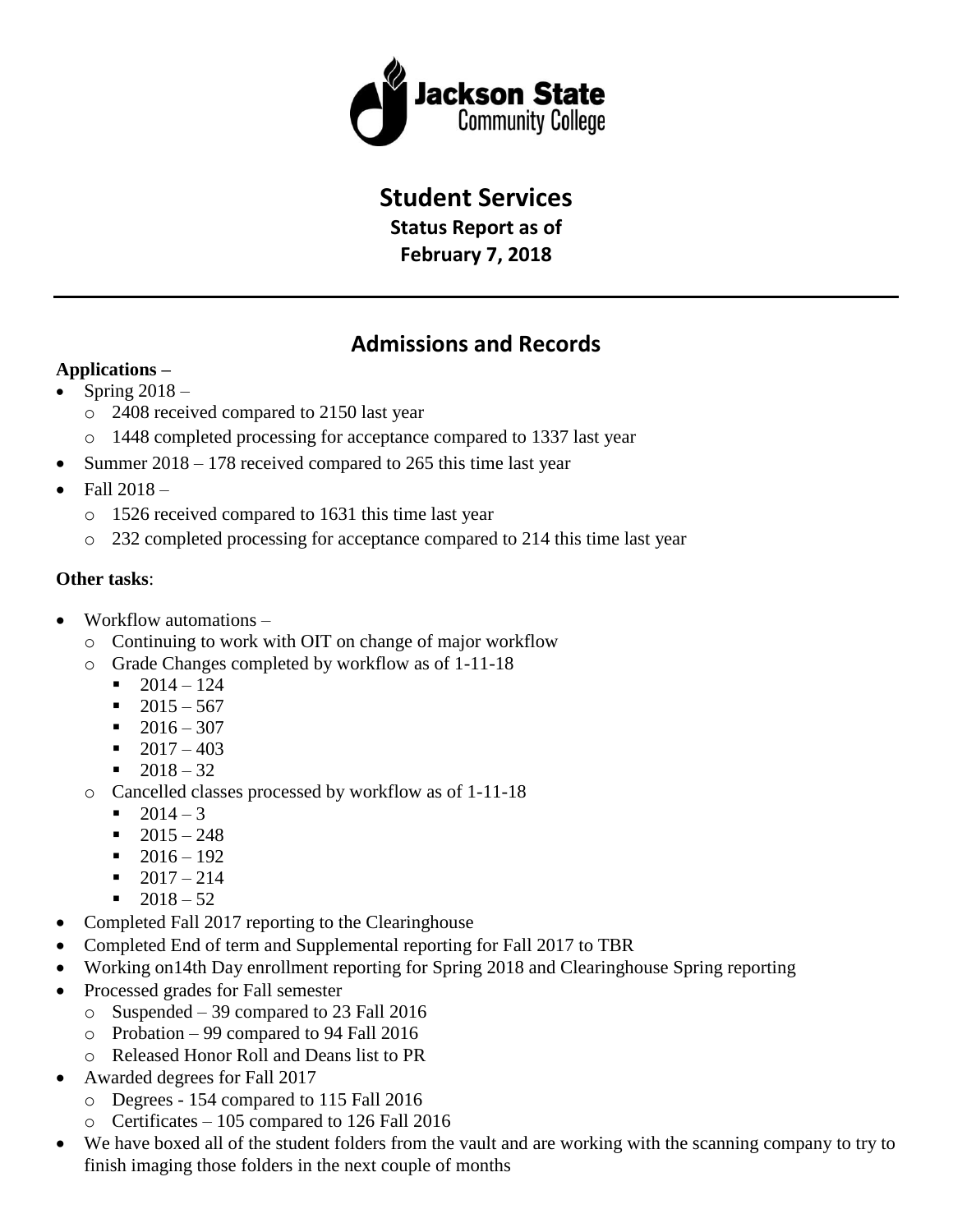Jackson State Community College

# Student Services

**Status Report as of**

**February 7, 2018**

---

## Admissions and Records

**Applications –**

- Spring 2018 –
  - 2408 received compared to 2150 last year
  - 1448 completed processing for acceptance compared to 1337 last year
- Summer 2018 – 178 received compared to 265 this time last year
- Fall 2018 –
  - 1526 received compared to 1631 this time last year
  - 232 completed processing for acceptance compared to 214 this time last year

**Other tasks**:

- Workflow automations –
  - Continuing to work with OIT on change of major workflow
  - Grade Changes completed by workflow as of 1-11-18
    - 2014 – 124
    - 2015 – 567
    - 2016 – 307
    - 2017 – 403
    - 2018 – 32
  - Cancelled classes processed by workflow as of 1-11-18
    - 2014 – 3
    - 2015 – 248
    - 2016 – 192
    - 2017 – 214
    - 2018 – 52
- Completed Fall 2017 reporting to the Clearinghouse
- Completed End of term and Supplemental reporting for Fall 2017 to TBR
- Working on14th Day enrollment reporting for Spring 2018 and Clearinghouse Spring reporting
- Processed grades for Fall semester
  - Suspended – 39 compared to 23 Fall 2016
  - Probation – 99 compared to 94 Fall 2016
  - Released Honor Roll and Deans list to PR
- Awarded degrees for Fall 2017
  - Degrees - 154 compared to 115 Fall 2016
  - Certificates – 105 compared to 126 Fall 2016
- We have boxed all of the student folders from the vault and are working with the scanning company to try to finish imaging those folders in the next couple of months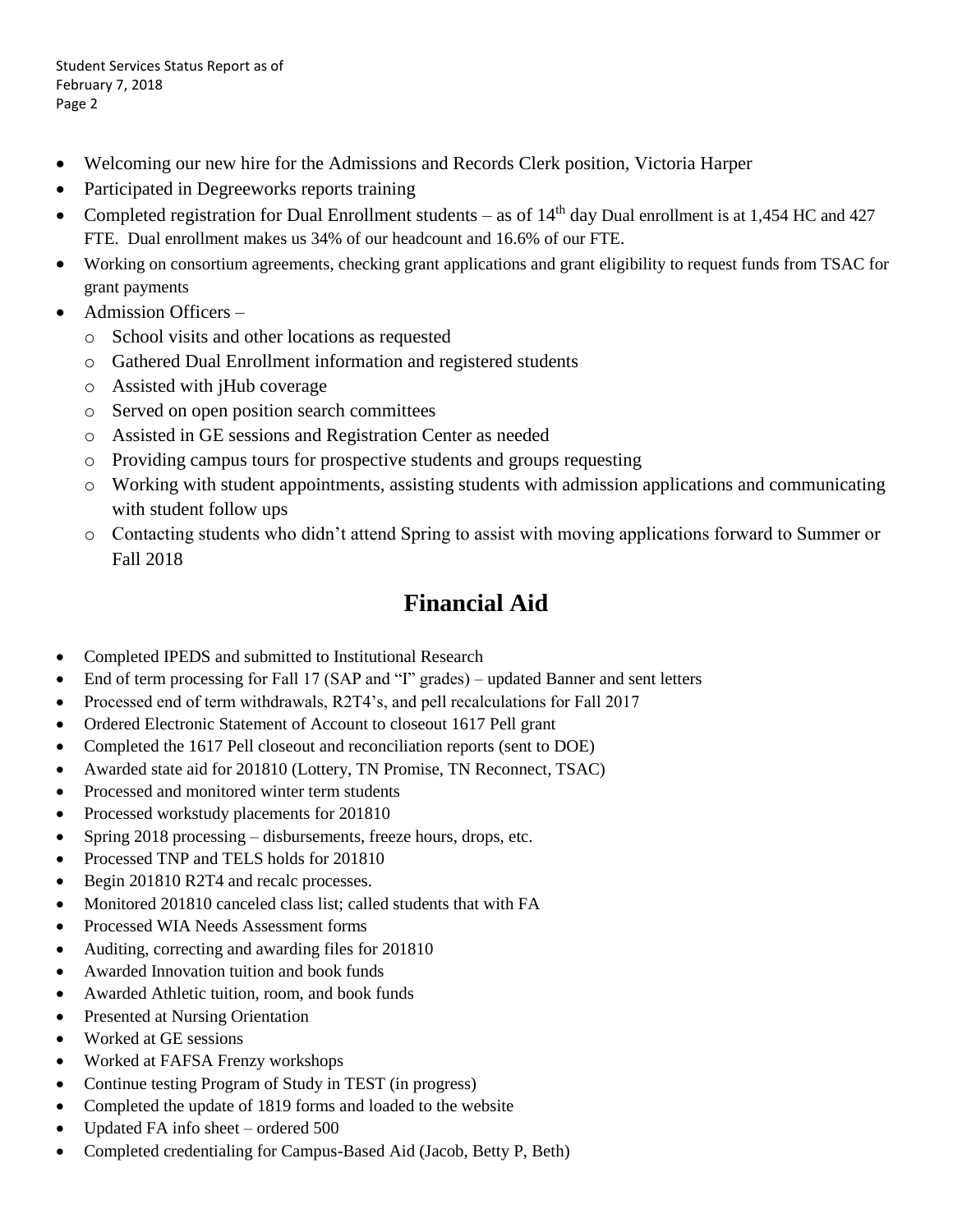- Welcoming our new hire for the Admissions and Records Clerk position, Victoria Harper
- Participated in Degreeworks reports training
- Completed registration for Dual Enrollment students – as of 14th day Dual enrollment is at 1,454 HC and 427 FTE. Dual enrollment makes us 34% of our headcount and 16.6% of our FTE.
- Working on consortium agreements, checking grant applications and grant eligibility to request funds from TSAC for grant payments
- Admission Officers –
  - School visits and other locations as requested
  - Gathered Dual Enrollment information and registered students
  - Assisted with jHub coverage
  - Served on open position search committees
  - Assisted in GE sessions and Registration Center as needed
  - Providing campus tours for prospective students and groups requesting
  - Working with student appointments, assisting students with admission applications and communicating with student follow ups
  - Contacting students who didn't attend Spring to assist with moving applications forward to Summer or Fall 2018

# Financial Aid

- Completed IPEDS and submitted to Institutional Research
- End of term processing for Fall 17 (SAP and "I" grades) – updated Banner and sent letters
- Processed end of term withdrawals, R2T4's, and pell recalculations for Fall 2017
- Ordered Electronic Statement of Account to closeout 1617 Pell grant
- Completed the 1617 Pell closeout and reconciliation reports (sent to DOE)
- Awarded state aid for 201810 (Lottery, TN Promise, TN Reconnect, TSAC)
- Processed and monitored winter term students
- Processed workstudy placements for 201810
- Spring 2018 processing – disbursements, freeze hours, drops, etc.
- Processed TNP and TELS holds for 201810
- Begin 201810 R2T4 and recalc processes.
- Monitored 201810 canceled class list; called students that with FA
- Processed WIA Needs Assessment forms
- Auditing, correcting and awarding files for 201810
- Awarded Innovation tuition and book funds
- Awarded Athletic tuition, room, and book funds
- Presented at Nursing Orientation
- Worked at GE sessions
- Worked at FAFSA Frenzy workshops
- Continue testing Program of Study in TEST (in progress)
- Completed the update of 1819 forms and loaded to the website
- Updated FA info sheet – ordered 500
- Completed credentialing for Campus-Based Aid (Jacob, Betty P, Beth)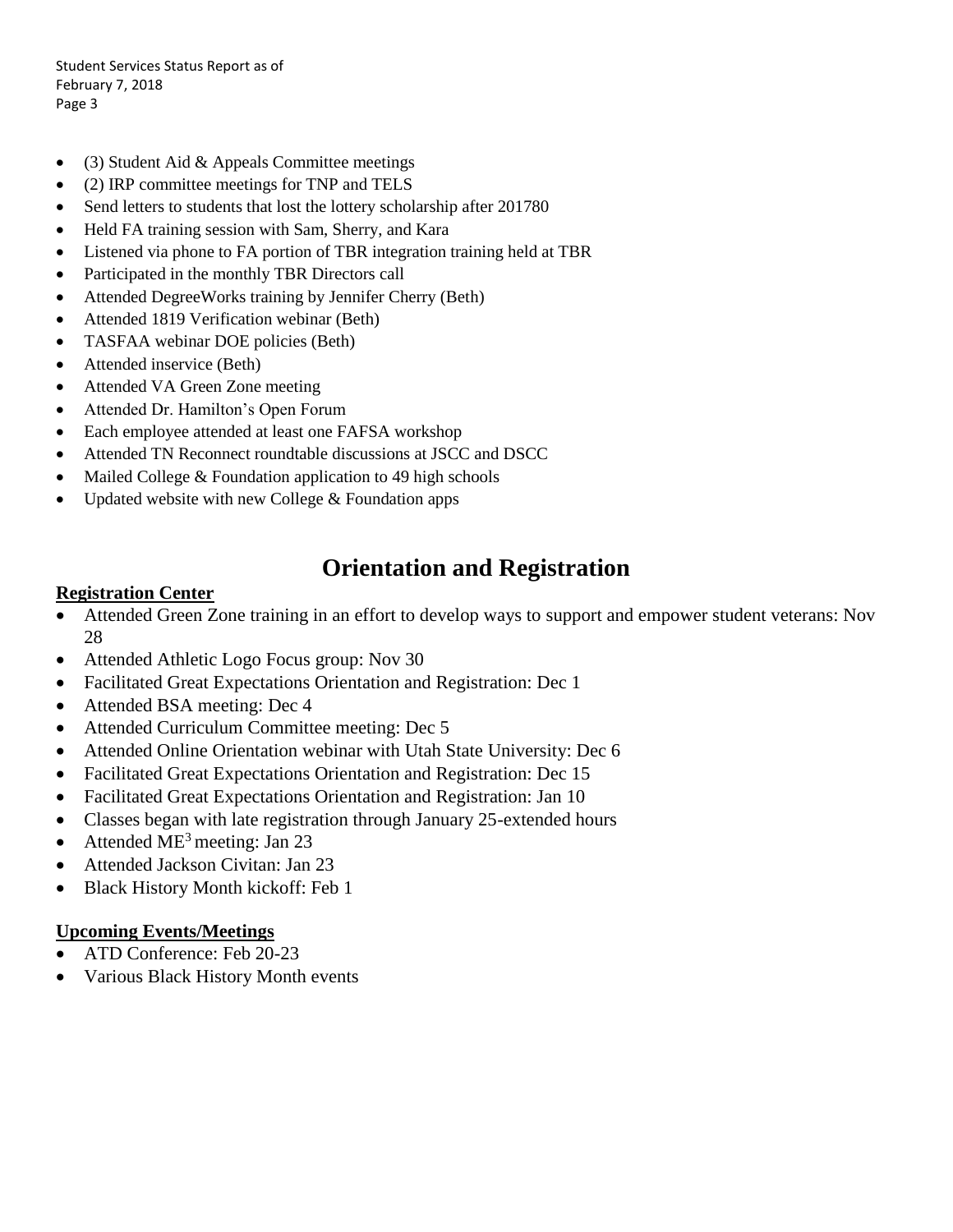- (3) Student Aid & Appeals Committee meetings
- (2) IRP committee meetings for TNP and TELS
- Send letters to students that lost the lottery scholarship after 201780
- Held FA training session with Sam, Sherry, and Kara
- Listened via phone to FA portion of TBR integration training held at TBR
- Participated in the monthly TBR Directors call
- Attended DegreeWorks training by Jennifer Cherry (Beth)
- Attended 1819 Verification webinar (Beth)
- TASFAA webinar DOE policies (Beth)
- Attended inservice (Beth)
- Attended VA Green Zone meeting
- Attended Dr. Hamilton's Open Forum
- Each employee attended at least one FAFSA workshop
- Attended TN Reconnect roundtable discussions at JSCC and DSCC
- Mailed College & Foundation application to 49 high schools
- Updated website with new College & Foundation apps

# Orientation and Registration

**Registration Center**

- Attended Green Zone training in an effort to develop ways to support and empower student veterans: Nov 28
- Attended Athletic Logo Focus group: Nov 30
- Facilitated Great Expectations Orientation and Registration: Dec 1
- Attended BSA meeting: Dec 4
- Attended Curriculum Committee meeting: Dec 5
- Attended Online Orientation webinar with Utah State University: Dec 6
- Facilitated Great Expectations Orientation and Registration: Dec 15
- Facilitated Great Expectations Orientation and Registration: Jan 10
- Classes began with late registration through January 25-extended hours
- Attended $ME^3$ meeting: Jan 23
- Attended Jackson Civitan: Jan 23
- Black History Month kickoff: Feb 1

**Upcoming Events/Meetings**

- ATD Conference: Feb 20-23
- Various Black History Month events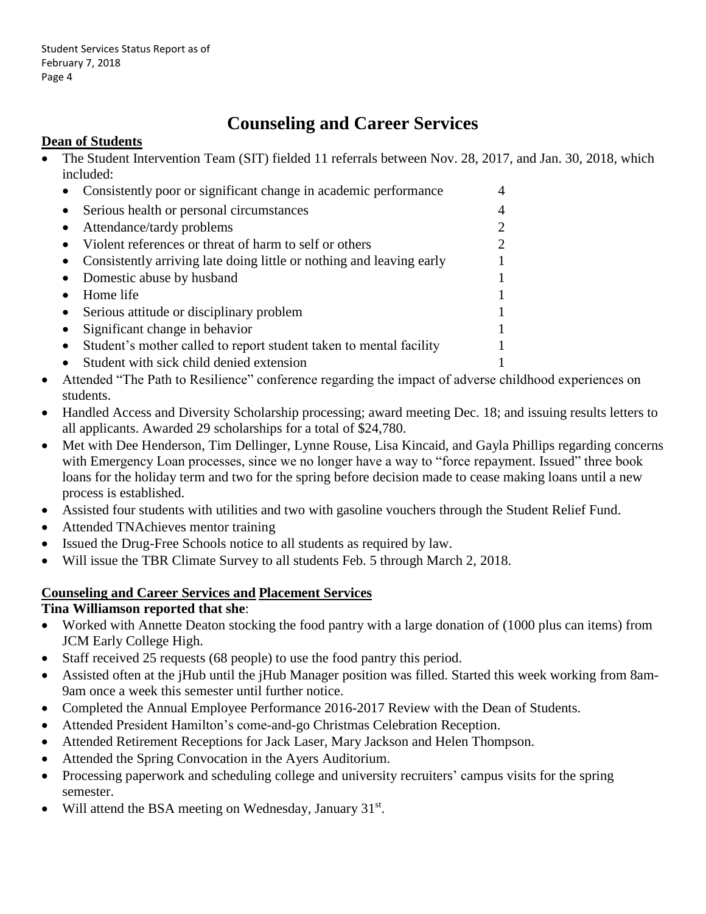# Counseling and Career Services

**Dean of Students**

- The Student Intervention Team (SIT) fielded 11 referrals between Nov. 28, 2017, and Jan. 30, 2018, which included:
  - Consistently poor or significant change in academic performance 4
  - Serious health or personal circumstances 4
  - Attendance/tardy problems 2
  - Violent references or threat of harm to self or others 2
  - Consistently arriving late doing little or nothing and leaving early 1
  - Domestic abuse by husband 1
  - Home life 1
  - Serious attitude or disciplinary problem 1
  - Significant change in behavior 1
  - Student's mother called to report student taken to mental facility 1
  - Student with sick child denied extension 1
- Attended "The Path to Resilience" conference regarding the impact of adverse childhood experiences on students.
- Handled Access and Diversity Scholarship processing; award meeting Dec. 18; and issuing results letters to all applicants. Awarded 29 scholarships for a total of $24,780.
- Met with Dee Henderson, Tim Dellinger, Lynne Rouse, Lisa Kincaid, and Gayla Phillips regarding concerns with Emergency Loan processes, since we no longer have a way to "force repayment. Issued" three book loans for the holiday term and two for the spring before decision made to cease making loans until a new process is established.
- Assisted four students with utilities and two with gasoline vouchers through the Student Relief Fund.
- Attended TNAchieves mentor training
- Issued the Drug-Free Schools notice to all students as required by law.
- Will issue the TBR Climate Survey to all students Feb. 5 through March 2, 2018.

**Counseling and Career Services and Placement Services**

**Tina Williamson reported that she**:

- Worked with Annette Deaton stocking the food pantry with a large donation of (1000 plus can items) from JCM Early College High.
- Staff received 25 requests (68 people) to use the food pantry this period.
- Assisted often at the jHub until the jHub Manager position was filled. Started this week working from 8am-9am once a week this semester until further notice.
- Completed the Annual Employee Performance 2016-2017 Review with the Dean of Students.
- Attended President Hamilton's come-and-go Christmas Celebration Reception.
- Attended Retirement Receptions for Jack Laser, Mary Jackson and Helen Thompson.
- Attended the Spring Convocation in the Ayers Auditorium.
- Processing paperwork and scheduling college and university recruiters' campus visits for the spring semester.
- Will attend the BSA meeting on Wednesday, January 31st.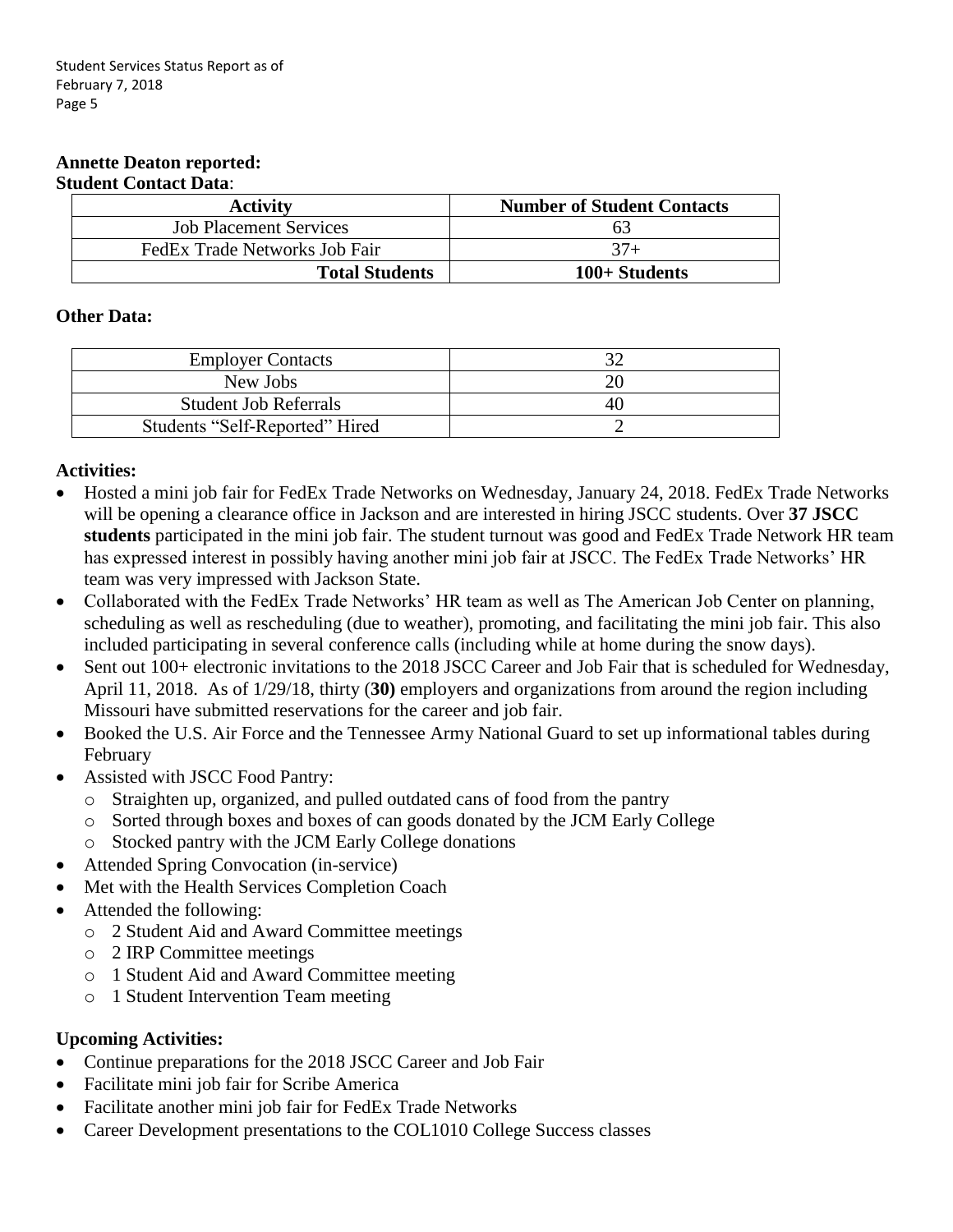**Annette Deaton reported:**

**Student Contact Data**:

| Activity | Number of Student Contacts |
|---|---|
| Job Placement Services | 63 |
| FedEx Trade Networks Job Fair | 37+ |
| **Total Students** | **100+ Students** |

**Other Data:**

| | |
|---|---|
| Employer Contacts | 32 |
| New Jobs | 20 |
| Student Job Referrals | 40 |
| Students "Self-Reported" Hired | 2 |

**Activities:**

- Hosted a mini job fair for FedEx Trade Networks on Wednesday, January 24, 2018. FedEx Trade Networks will be opening a clearance office in Jackson and are interested in hiring JSCC students. Over **37 JSCC students** participated in the mini job fair. The student turnout was good and FedEx Trade Network HR team has expressed interest in possibly having another mini job fair at JSCC. The FedEx Trade Networks' HR team was very impressed with Jackson State.
- Collaborated with the FedEx Trade Networks' HR team as well as The American Job Center on planning, scheduling as well as rescheduling (due to weather), promoting, and facilitating the mini job fair. This also included participating in several conference calls (including while at home during the snow days).
- Sent out 100+ electronic invitations to the 2018 JSCC Career and Job Fair that is scheduled for Wednesday, April 11, 2018. As of 1/29/18, thirty (**30)** employers and organizations from around the region including Missouri have submitted reservations for the career and job fair.
- Booked the U.S. Air Force and the Tennessee Army National Guard to set up informational tables during February
- Assisted with JSCC Food Pantry:
  - Straighten up, organized, and pulled outdated cans of food from the pantry
  - Sorted through boxes and boxes of can goods donated by the JCM Early College
  - Stocked pantry with the JCM Early College donations
- Attended Spring Convocation (in-service)
- Met with the Health Services Completion Coach
- Attended the following:
  - 2 Student Aid and Award Committee meetings
  - 2 IRP Committee meetings
  - 1 Student Aid and Award Committee meeting
  - 1 Student Intervention Team meeting

**Upcoming Activities:**

- Continue preparations for the 2018 JSCC Career and Job Fair
- Facilitate mini job fair for Scribe America
- Facilitate another mini job fair for FedEx Trade Networks
- Career Development presentations to the COL1010 College Success classes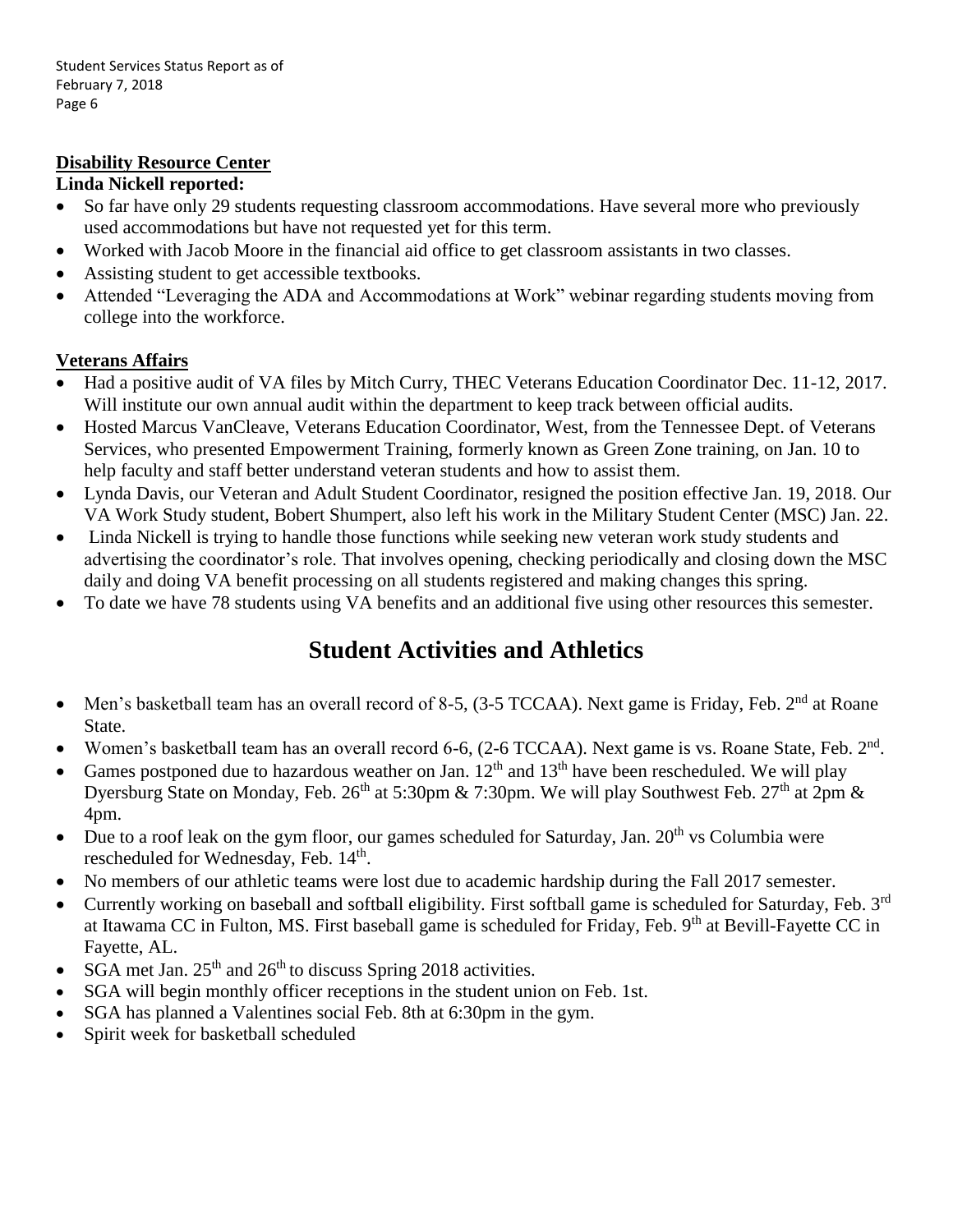## Disability Resource Center

**Linda Nickell reported:**

- So far have only 29 students requesting classroom accommodations. Have several more who previously used accommodations but have not requested yet for this term.
- Worked with Jacob Moore in the financial aid office to get classroom assistants in two classes.
- Assisting student to get accessible textbooks.
- Attended "Leveraging the ADA and Accommodations at Work" webinar regarding students moving from college into the workforce.

## Veterans Affairs

- Had a positive audit of VA files by Mitch Curry, THEC Veterans Education Coordinator Dec. 11-12, 2017. Will institute our own annual audit within the department to keep track between official audits.
- Hosted Marcus VanCleave, Veterans Education Coordinator, West, from the Tennessee Dept. of Veterans Services, who presented Empowerment Training, formerly known as Green Zone training, on Jan. 10 to help faculty and staff better understand veteran students and how to assist them.
- Lynda Davis, our Veteran and Adult Student Coordinator, resigned the position effective Jan. 19, 2018. Our VA Work Study student, Bobert Shumpert, also left his work in the Military Student Center (MSC) Jan. 22.
- Linda Nickell is trying to handle those functions while seeking new veteran work study students and advertising the coordinator's role. That involves opening, checking periodically and closing down the MSC daily and doing VA benefit processing on all students registered and making changes this spring.
- To date we have 78 students using VA benefits and an additional five using other resources this semester.

# Student Activities and Athletics

- Men's basketball team has an overall record of 8-5, (3-5 TCCAA). Next game is Friday, Feb. 2nd at Roane State.
- Women's basketball team has an overall record 6-6, (2-6 TCCAA). Next game is vs. Roane State, Feb. 2nd.
- Games postponed due to hazardous weather on Jan. 12th and 13th have been rescheduled. We will play Dyersburg State on Monday, Feb. 26th at 5:30pm & 7:30pm. We will play Southwest Feb. 27th at 2pm & 4pm.
- Due to a roof leak on the gym floor, our games scheduled for Saturday, Jan. 20th vs Columbia were rescheduled for Wednesday, Feb. 14th.
- No members of our athletic teams were lost due to academic hardship during the Fall 2017 semester.
- Currently working on baseball and softball eligibility. First softball game is scheduled for Saturday, Feb. 3rd at Itawama CC in Fulton, MS. First baseball game is scheduled for Friday, Feb. 9th at Bevill-Fayette CC in Fayette, AL.
- SGA met Jan. 25th and 26th to discuss Spring 2018 activities.
- SGA will begin monthly officer receptions in the student union on Feb. 1st.
- SGA has planned a Valentines social Feb. 8th at 6:30pm in the gym.
- Spirit week for basketball scheduled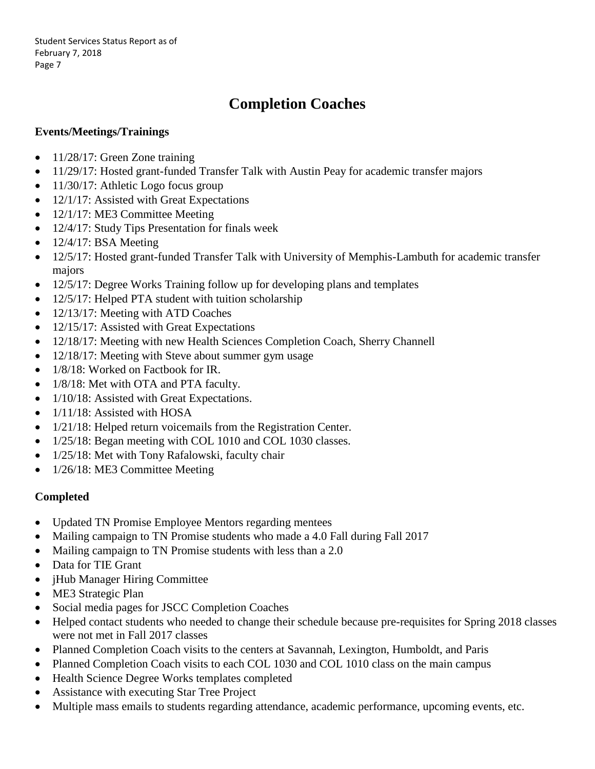# Completion Coaches

### Events/Meetings/Trainings

- 11/28/17: Green Zone training
- 11/29/17: Hosted grant-funded Transfer Talk with Austin Peay for academic transfer majors
- 11/30/17: Athletic Logo focus group
- 12/1/17: Assisted with Great Expectations
- 12/1/17: ME3 Committee Meeting
- 12/4/17: Study Tips Presentation for finals week
- 12/4/17: BSA Meeting
- 12/5/17: Hosted grant-funded Transfer Talk with University of Memphis-Lambuth for academic transfer majors
- 12/5/17: Degree Works Training follow up for developing plans and templates
- 12/5/17: Helped PTA student with tuition scholarship
- 12/13/17: Meeting with ATD Coaches
- 12/15/17: Assisted with Great Expectations
- 12/18/17: Meeting with new Health Sciences Completion Coach, Sherry Channell
- 12/18/17: Meeting with Steve about summer gym usage
- 1/8/18: Worked on Factbook for IR.
- 1/8/18: Met with OTA and PTA faculty.
- 1/10/18: Assisted with Great Expectations.
- 1/11/18: Assisted with HOSA
- 1/21/18: Helped return voicemails from the Registration Center.
- 1/25/18: Began meeting with COL 1010 and COL 1030 classes.
- 1/25/18: Met with Tony Rafalowski, faculty chair
- 1/26/18: ME3 Committee Meeting

### Completed

- Updated TN Promise Employee Mentors regarding mentees
- Mailing campaign to TN Promise students who made a 4.0 Fall during Fall 2017
- Mailing campaign to TN Promise students with less than a 2.0
- Data for TIE Grant
- jHub Manager Hiring Committee
- ME3 Strategic Plan
- Social media pages for JSCC Completion Coaches
- Helped contact students who needed to change their schedule because pre-requisites for Spring 2018 classes were not met in Fall 2017 classes
- Planned Completion Coach visits to the centers at Savannah, Lexington, Humboldt, and Paris
- Planned Completion Coach visits to each COL 1030 and COL 1010 class on the main campus
- Health Science Degree Works templates completed
- Assistance with executing Star Tree Project
- Multiple mass emails to students regarding attendance, academic performance, upcoming events, etc.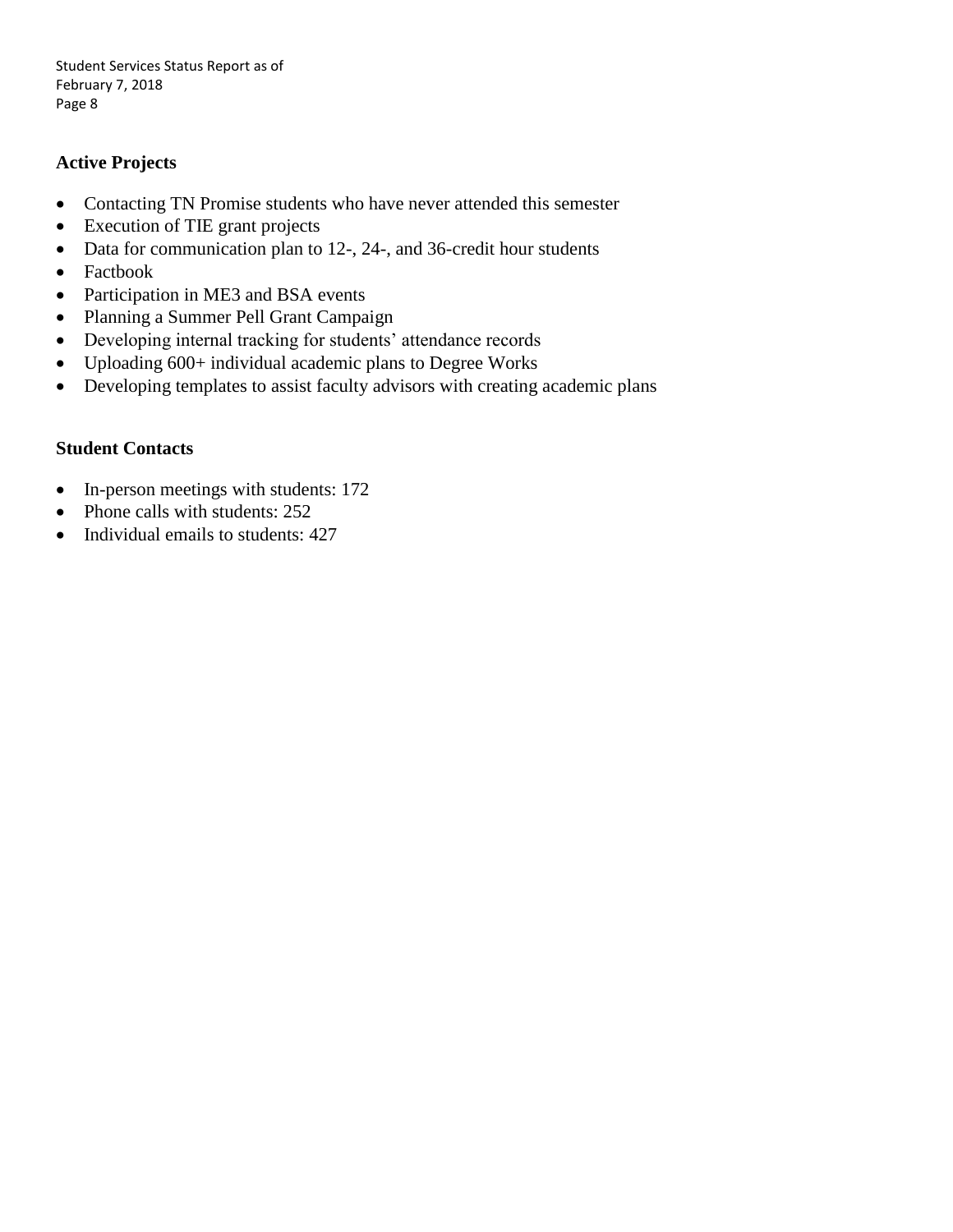## Active Projects

- Contacting TN Promise students who have never attended this semester
- Execution of TIE grant projects
- Data for communication plan to 12-, 24-, and 36-credit hour students
- Factbook
- Participation in ME3 and BSA events
- Planning a Summer Pell Grant Campaign
- Developing internal tracking for students' attendance records
- Uploading 600+ individual academic plans to Degree Works
- Developing templates to assist faculty advisors with creating academic plans

## Student Contacts

- In-person meetings with students: 172
- Phone calls with students: 252
- Individual emails to students: 427